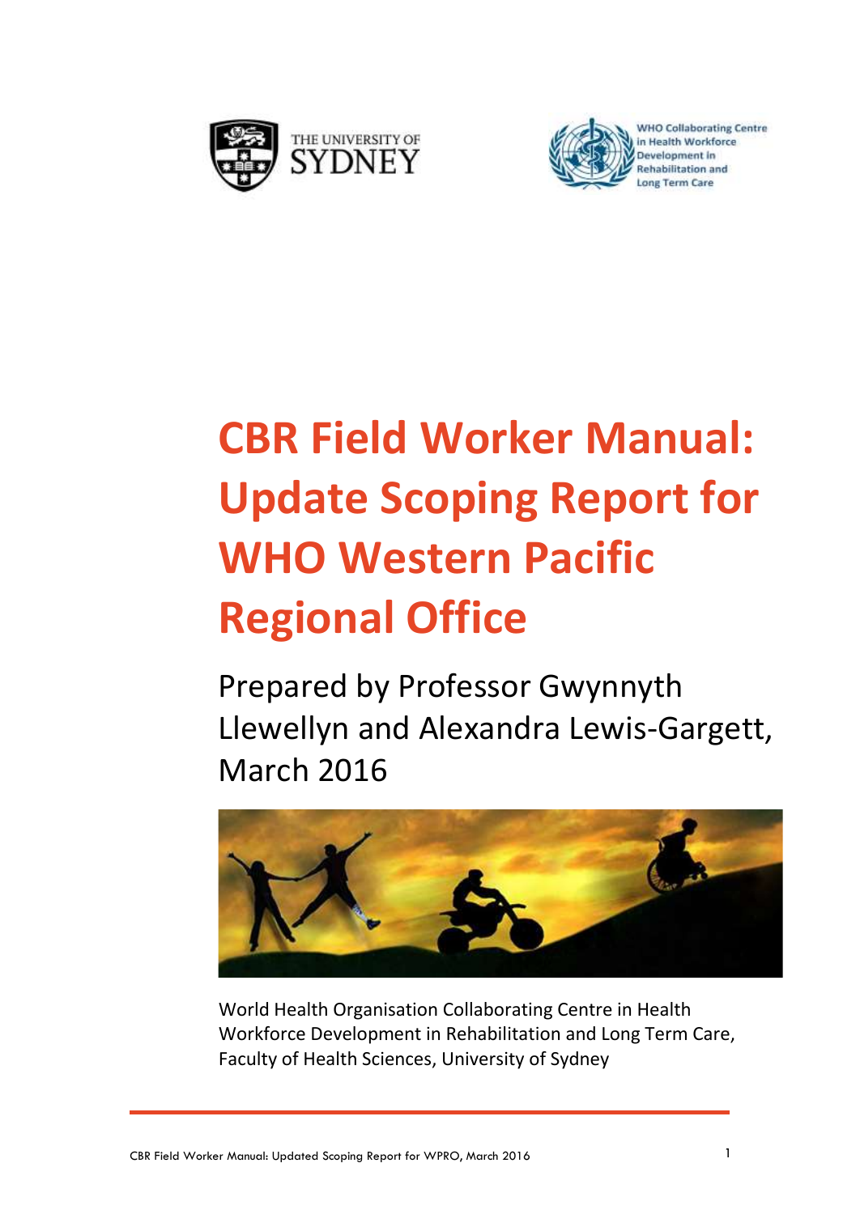THE UNIVERSITY OF SYDNEY

WHO Collaborating Centre in Health Workforce Development in Rehabilitation and Long Term Care

# CBR Field Worker Manual: Update Scoping Report for WHO Western Pacific Regional Office

Prepared by Professor Gwynnyth Llewellyn and Alexandra Lewis-Gargett, March 2016

World Health Organisation Collaborating Centre in Health Workforce Development in Rehabilitation and Long Term Care, Faculty of Health Sciences, University of Sydney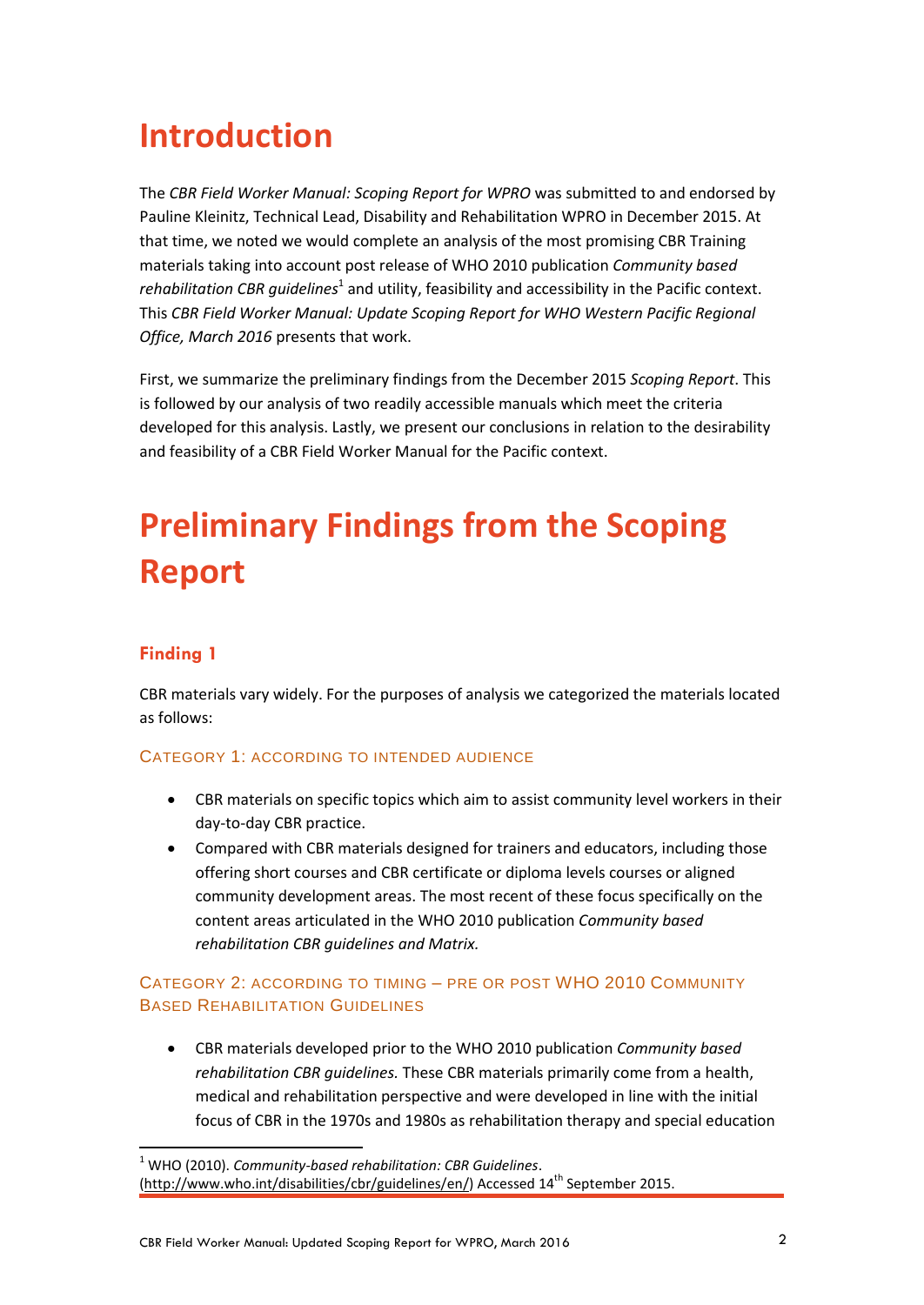# Introduction

The *CBR Field Worker Manual: Scoping Report for WPRO* was submitted to and endorsed by Pauline Kleinitz, Technical Lead, Disability and Rehabilitation WPRO in December 2015. At that time, we noted we would complete an analysis of the most promising CBR Training materials taking into account post release of WHO 2010 publication *Community based rehabilitation CBR guidelines*[1] and utility, feasibility and accessibility in the Pacific context. This *CBR Field Worker Manual: Update Scoping Report for WHO Western Pacific Regional Office, March 2016* presents that work.

First, we summarize the preliminary findings from the December 2015 *Scoping Report*. This is followed by our analysis of two readily accessible manuals which meet the criteria developed for this analysis. Lastly, we present our conclusions in relation to the desirability and feasibility of a CBR Field Worker Manual for the Pacific context.

# Preliminary Findings from the Scoping Report

### Finding 1

CBR materials vary widely. For the purposes of analysis we categorized the materials located as follows:

#### Category 1: According to intended audience

- CBR materials on specific topics which aim to assist community level workers in their day-to-day CBR practice.
- Compared with CBR materials designed for trainers and educators, including those offering short courses and CBR certificate or diploma levels courses or aligned community development areas. The most recent of these focus specifically on the content areas articulated in the WHO 2010 publication *Community based rehabilitation CBR guidelines and Matrix.*

#### Category 2: According to timing – pre or post WHO 2010 Community Based Rehabilitation Guidelines

- CBR materials developed prior to the WHO 2010 publication *Community based rehabilitation CBR guidelines.* These CBR materials primarily come from a health, medical and rehabilitation perspective and were developed in line with the initial focus of CBR in the 1970s and 1980s as rehabilitation therapy and special education

[1] WHO (2010). *Community-based rehabilitation: CBR Guidelines*. (http://www.who.int/disabilities/cbr/guidelines/en/) Accessed 14th September 2015.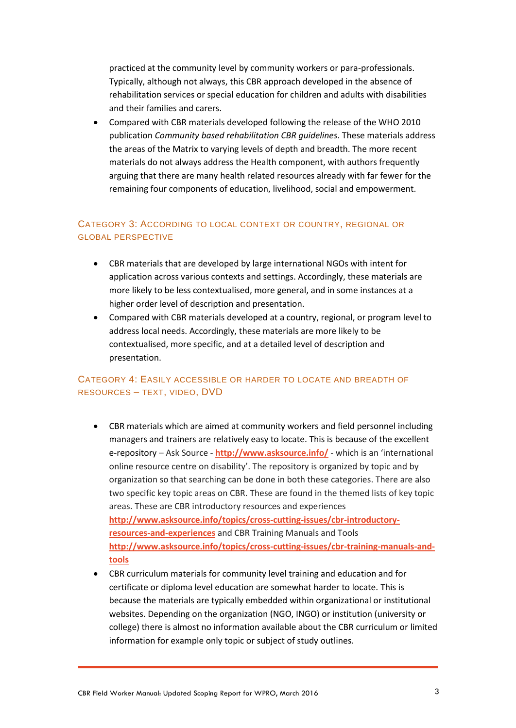practiced at the community level by community workers or para-professionals. Typically, although not always, this CBR approach developed in the absence of rehabilitation services or special education for children and adults with disabilities and their families and carers.

- Compared with CBR materials developed following the release of the WHO 2010 publication *Community based rehabilitation CBR guidelines*. These materials address the areas of the Matrix to varying levels of depth and breadth. The more recent materials do not always address the Health component, with authors frequently arguing that there are many health related resources already with far fewer for the remaining four components of education, livelihood, social and empowerment.

### Category 3: According to local context or country, regional or global perspective

- CBR materials that are developed by large international NGOs with intent for application across various contexts and settings. Accordingly, these materials are more likely to be less contextualised, more general, and in some instances at a higher order level of description and presentation.
- Compared with CBR materials developed at a country, regional, or program level to address local needs. Accordingly, these materials are more likely to be contextualised, more specific, and at a detailed level of description and presentation.

### Category 4: Easily accessible or harder to locate and breadth of resources – text, video, DVD

- CBR materials which are aimed at community workers and field personnel including managers and trainers are relatively easy to locate. This is because of the excellent e-repository – Ask Source - **http://www.asksource.info/** - which is an 'international online resource centre on disability'. The repository is organized by topic and by organization so that searching can be done in both these categories. There are also two specific key topic areas on CBR. These are found in the themed lists of key topic areas. These are CBR introductory resources and experiences **http://www.asksource.info/topics/cross-cutting-issues/cbr-introductory-resources-and-experiences** and CBR Training Manuals and Tools **http://www.asksource.info/topics/cross-cutting-issues/cbr-training-manuals-and-tools**
- CBR curriculum materials for community level training and education and for certificate or diploma level education are somewhat harder to locate. This is because the materials are typically embedded within organizational or institutional websites. Depending on the organization (NGO, INGO) or institution (university or college) there is almost no information available about the CBR curriculum or limited information for example only topic or subject of study outlines.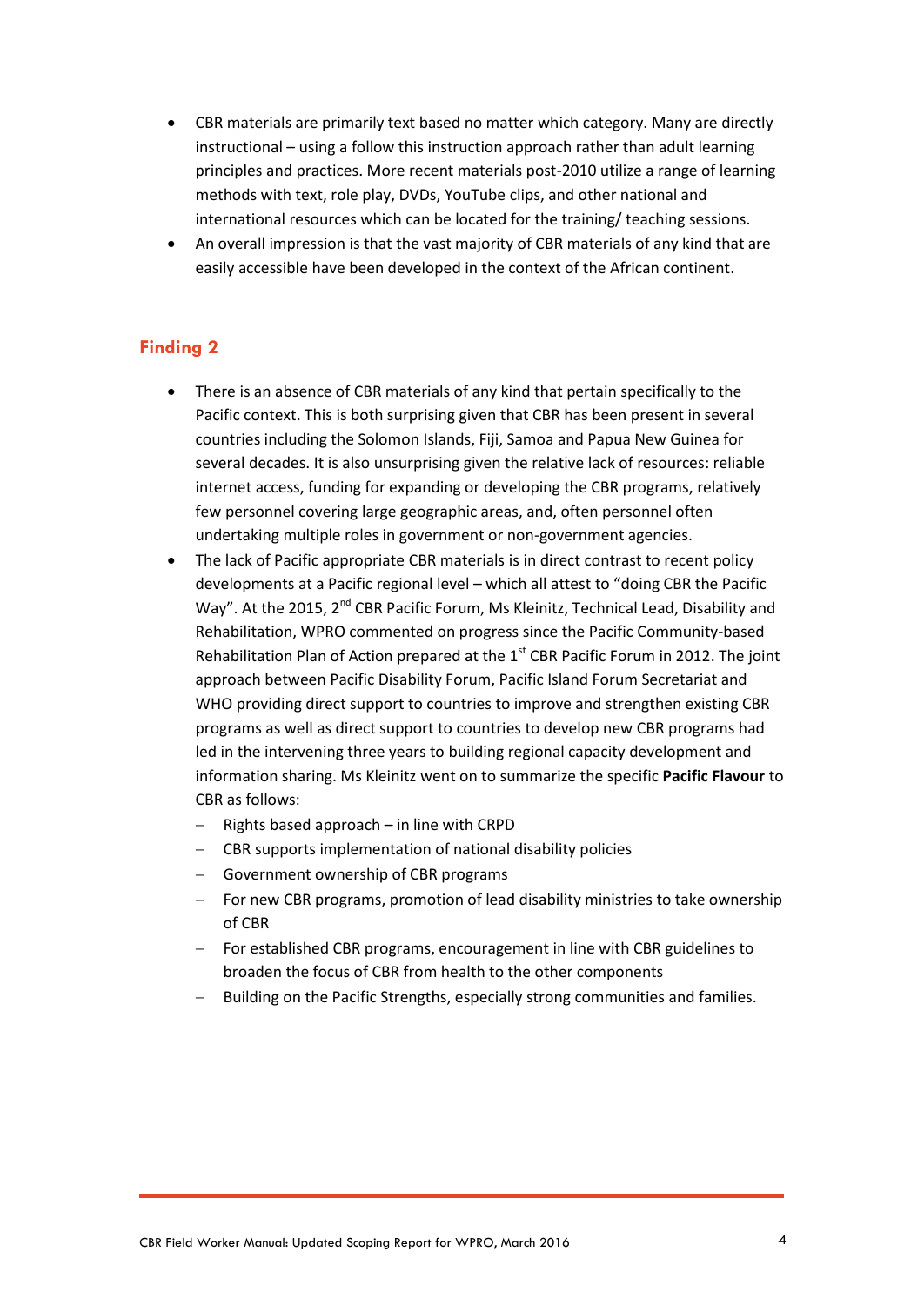- CBR materials are primarily text based no matter which category. Many are directly instructional – using a follow this instruction approach rather than adult learning principles and practices. More recent materials post-2010 utilize a range of learning methods with text, role play, DVDs, YouTube clips, and other national and international resources which can be located for the training/ teaching sessions.
- An overall impression is that the vast majority of CBR materials of any kind that are easily accessible have been developed in the context of the African continent.

## Finding 2

- There is an absence of CBR materials of any kind that pertain specifically to the Pacific context. This is both surprising given that CBR has been present in several countries including the Solomon Islands, Fiji, Samoa and Papua New Guinea for several decades. It is also unsurprising given the relative lack of resources: reliable internet access, funding for expanding or developing the CBR programs, relatively few personnel covering large geographic areas, and, often personnel often undertaking multiple roles in government or non-government agencies.
- The lack of Pacific appropriate CBR materials is in direct contrast to recent policy developments at a Pacific regional level – which all attest to "doing CBR the Pacific Way". At the 2015, 2nd CBR Pacific Forum, Ms Kleinitz, Technical Lead, Disability and Rehabilitation, WPRO commented on progress since the Pacific Community-based Rehabilitation Plan of Action prepared at the 1st CBR Pacific Forum in 2012. The joint approach between Pacific Disability Forum, Pacific Island Forum Secretariat and WHO providing direct support to countries to improve and strengthen existing CBR programs as well as direct support to countries to develop new CBR programs had led in the intervening three years to building regional capacity development and information sharing. Ms Kleinitz went on to summarize the specific **Pacific Flavour** to CBR as follows:
  - Rights based approach – in line with CRPD
  - CBR supports implementation of national disability policies
  - Government ownership of CBR programs
  - For new CBR programs, promotion of lead disability ministries to take ownership of CBR
  - For established CBR programs, encouragement in line with CBR guidelines to broaden the focus of CBR from health to the other components
  - Building on the Pacific Strengths, especially strong communities and families.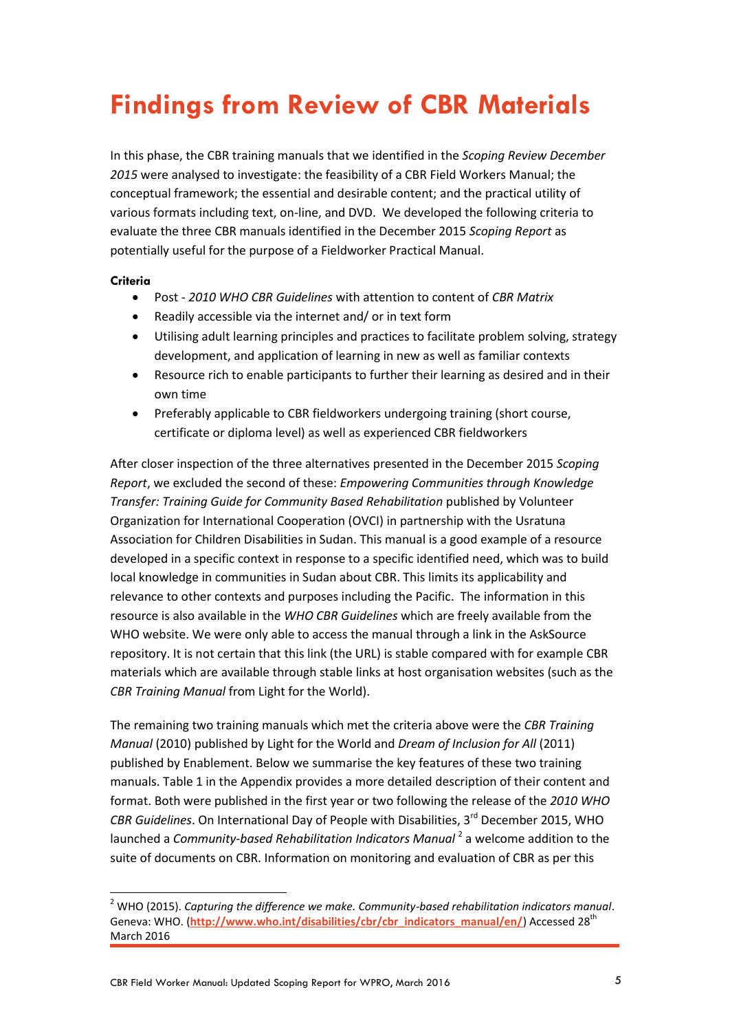# Findings from Review of CBR Materials

In this phase, the CBR training manuals that we identified in the *Scoping Review December 2015* were analysed to investigate: the feasibility of a CBR Field Workers Manual; the conceptual framework; the essential and desirable content; and the practical utility of various formats including text, on-line, and DVD. We developed the following criteria to evaluate the three CBR manuals identified in the December 2015 *Scoping Report* as potentially useful for the purpose of a Fieldworker Practical Manual.

**Criteria**

- Post - *2010 WHO CBR Guidelines* with attention to content of *CBR Matrix*
- Readily accessible via the internet and/ or in text form
- Utilising adult learning principles and practices to facilitate problem solving, strategy development, and application of learning in new as well as familiar contexts
- Resource rich to enable participants to further their learning as desired and in their own time
- Preferably applicable to CBR fieldworkers undergoing training (short course, certificate or diploma level) as well as experienced CBR fieldworkers

After closer inspection of the three alternatives presented in the December 2015 *Scoping Report*, we excluded the second of these: *Empowering Communities through Knowledge Transfer: Training Guide for Community Based Rehabilitation* published by Volunteer Organization for International Cooperation (OVCI) in partnership with the Usratuna Association for Children Disabilities in Sudan. This manual is a good example of a resource developed in a specific context in response to a specific identified need, which was to build local knowledge in communities in Sudan about CBR. This limits its applicability and relevance to other contexts and purposes including the Pacific. The information in this resource is also available in the *WHO CBR Guidelines* which are freely available from the WHO website. We were only able to access the manual through a link in the AskSource repository. It is not certain that this link (the URL) is stable compared with for example CBR materials which are available through stable links at host organisation websites (such as the *CBR Training Manual* from Light for the World).

The remaining two training manuals which met the criteria above were the *CBR Training Manual* (2010) published by Light for the World and *Dream of Inclusion for All* (2011) published by Enablement. Below we summarise the key features of these two training manuals. Table 1 in the Appendix provides a more detailed description of their content and format. Both were published in the first year or two following the release of the *2010 WHO CBR Guidelines*. On International Day of People with Disabilities, 3rd December 2015, WHO launched a *Community-based Rehabilitation Indicators Manual* [2] a welcome addition to the suite of documents on CBR. Information on monitoring and evaluation of CBR as per this

---

[2] WHO (2015). *Capturing the difference we make. Community-based rehabilitation indicators manual*. Geneva: WHO. (**http://www.who.int/disabilities/cbr/cbr_indicators_manual/en/**) Accessed 28th March 2016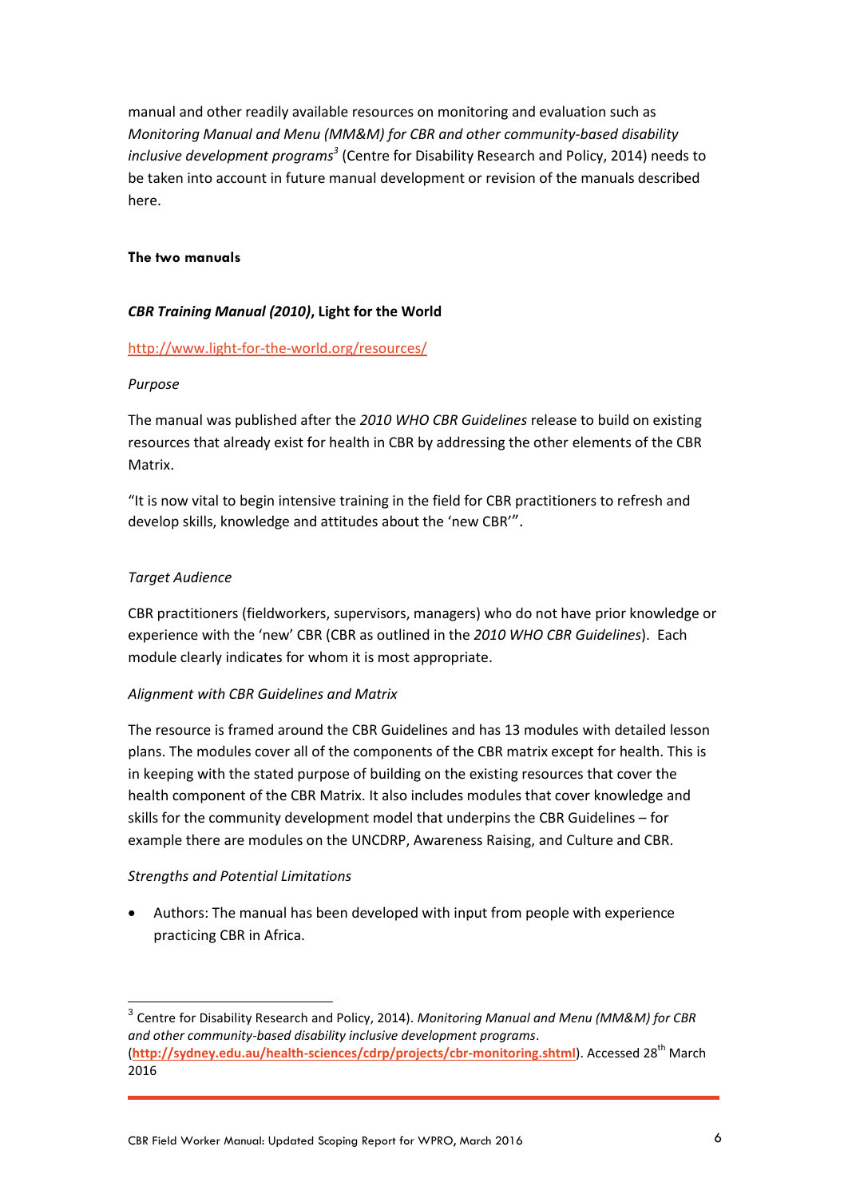manual and other readily available resources on monitoring and evaluation such as *Monitoring Manual and Menu (MM&M) for CBR and other community-based disability inclusive development programs*[3] (Centre for Disability Research and Policy, 2014) needs to be taken into account in future manual development or revision of the manuals described here.

**The two manuals**

***CBR Training Manual (2010)*, Light for the World**

http://www.light-for-the-world.org/resources/

*Purpose*

The manual was published after the *2010 WHO CBR Guidelines* release to build on existing resources that already exist for health in CBR by addressing the other elements of the CBR Matrix.

"It is now vital to begin intensive training in the field for CBR practitioners to refresh and develop skills, knowledge and attitudes about the 'new CBR'".

*Target Audience*

CBR practitioners (fieldworkers, supervisors, managers) who do not have prior knowledge or experience with the 'new' CBR (CBR as outlined in the *2010 WHO CBR Guidelines*). Each module clearly indicates for whom it is most appropriate.

*Alignment with CBR Guidelines and Matrix*

The resource is framed around the CBR Guidelines and has 13 modules with detailed lesson plans. The modules cover all of the components of the CBR matrix except for health. This is in keeping with the stated purpose of building on the existing resources that cover the health component of the CBR Matrix. It also includes modules that cover knowledge and skills for the community development model that underpins the CBR Guidelines – for example there are modules on the UNCDRP, Awareness Raising, and Culture and CBR.

*Strengths and Potential Limitations*

- Authors: The manual has been developed with input from people with experience practicing CBR in Africa.

---

[3] Centre for Disability Research and Policy, 2014). *Monitoring Manual and Menu (MM&M) for CBR and other community-based disability inclusive development programs*. (**http://sydney.edu.au/health-sciences/cdrp/projects/cbr-monitoring.shtml**). Accessed 28th March 2016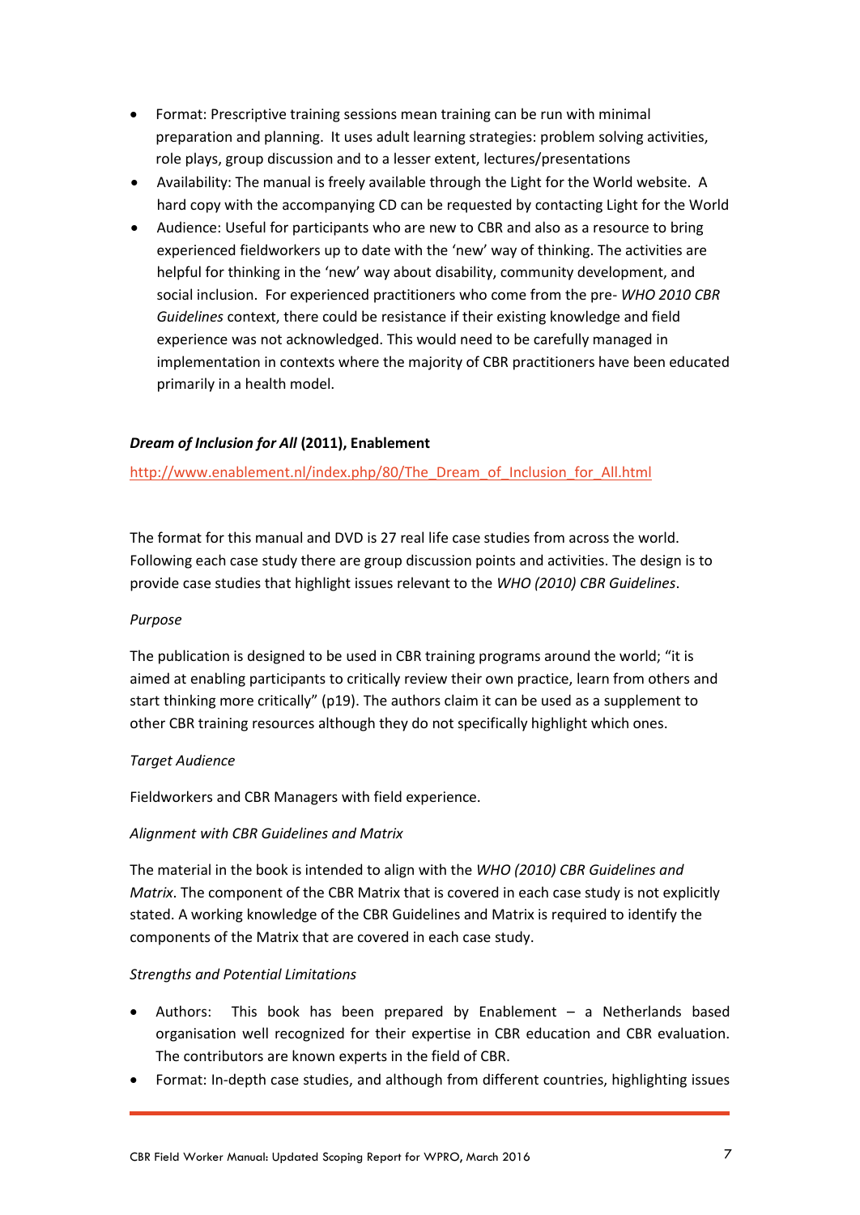- Format: Prescriptive training sessions mean training can be run with minimal preparation and planning. It uses adult learning strategies: problem solving activities, role plays, group discussion and to a lesser extent, lectures/presentations
- Availability: The manual is freely available through the Light for the World website. A hard copy with the accompanying CD can be requested by contacting Light for the World
- Audience: Useful for participants who are new to CBR and also as a resource to bring experienced fieldworkers up to date with the 'new' way of thinking. The activities are helpful for thinking in the 'new' way about disability, community development, and social inclusion. For experienced practitioners who come from the pre- *WHO 2010 CBR Guidelines* context, there could be resistance if their existing knowledge and field experience was not acknowledged. This would need to be carefully managed in implementation in contexts where the majority of CBR practitioners have been educated primarily in a health model.

***Dream of Inclusion for All* (2011), Enablement**

http://www.enablement.nl/index.php/80/The_Dream_of_Inclusion_for_All.html

The format for this manual and DVD is 27 real life case studies from across the world. Following each case study there are group discussion points and activities. The design is to provide case studies that highlight issues relevant to the *WHO (2010) CBR Guidelines*.

*Purpose*

The publication is designed to be used in CBR training programs around the world; "it is aimed at enabling participants to critically review their own practice, learn from others and start thinking more critically" (p19). The authors claim it can be used as a supplement to other CBR training resources although they do not specifically highlight which ones.

*Target Audience*

Fieldworkers and CBR Managers with field experience.

*Alignment with CBR Guidelines and Matrix*

The material in the book is intended to align with the *WHO (2010) CBR Guidelines and Matrix*. The component of the CBR Matrix that is covered in each case study is not explicitly stated. A working knowledge of the CBR Guidelines and Matrix is required to identify the components of the Matrix that are covered in each case study.

*Strengths and Potential Limitations*

- Authors: This book has been prepared by Enablement – a Netherlands based organisation well recognized for their expertise in CBR education and CBR evaluation. The contributors are known experts in the field of CBR.
- Format: In-depth case studies, and although from different countries, highlighting issues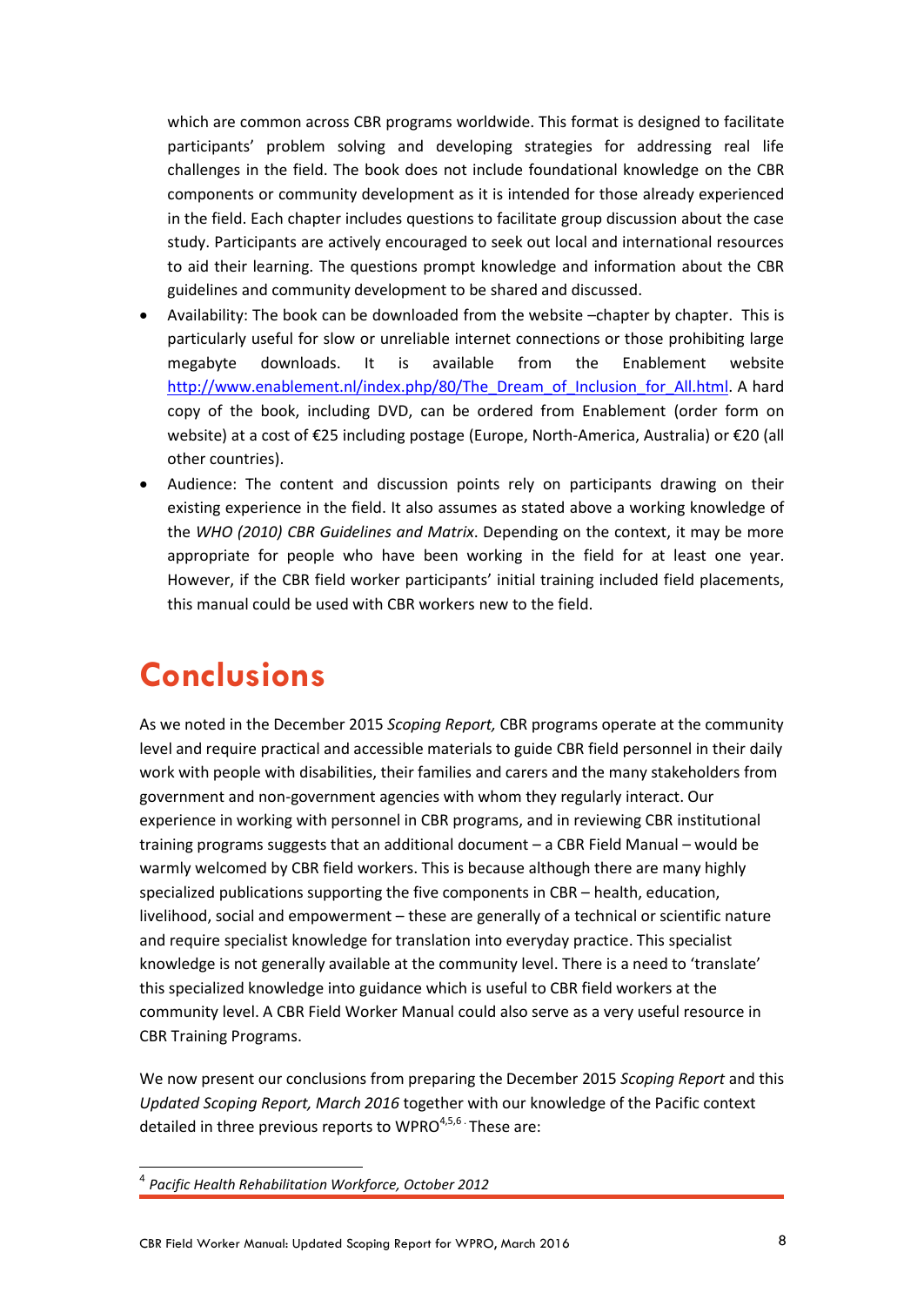which are common across CBR programs worldwide. This format is designed to facilitate participants' problem solving and developing strategies for addressing real life challenges in the field. The book does not include foundational knowledge on the CBR components or community development as it is intended for those already experienced in the field. Each chapter includes questions to facilitate group discussion about the case study. Participants are actively encouraged to seek out local and international resources to aid their learning. The questions prompt knowledge and information about the CBR guidelines and community development to be shared and discussed.

- Availability: The book can be downloaded from the website –chapter by chapter. This is particularly useful for slow or unreliable internet connections or those prohibiting large megabyte downloads. It is available from the Enablement website http://www.enablement.nl/index.php/80/The_Dream_of_Inclusion_for_All.html. A hard copy of the book, including DVD, can be ordered from Enablement (order form on website) at a cost of €25 including postage (Europe, North-America, Australia) or €20 (all other countries).
- Audience: The content and discussion points rely on participants drawing on their existing experience in the field. It also assumes as stated above a working knowledge of the *WHO (2010) CBR Guidelines and Matrix*. Depending on the context, it may be more appropriate for people who have been working in the field for at least one year. However, if the CBR field worker participants' initial training included field placements, this manual could be used with CBR workers new to the field.

# Conclusions

As we noted in the December 2015 *Scoping Report,* CBR programs operate at the community level and require practical and accessible materials to guide CBR field personnel in their daily work with people with disabilities, their families and carers and the many stakeholders from government and non-government agencies with whom they regularly interact. Our experience in working with personnel in CBR programs, and in reviewing CBR institutional training programs suggests that an additional document – a CBR Field Manual – would be warmly welcomed by CBR field workers. This is because although there are many highly specialized publications supporting the five components in CBR – health, education, livelihood, social and empowerment – these are generally of a technical or scientific nature and require specialist knowledge for translation into everyday practice. This specialist knowledge is not generally available at the community level. There is a need to 'translate' this specialized knowledge into guidance which is useful to CBR field workers at the community level. A CBR Field Worker Manual could also serve as a very useful resource in CBR Training Programs.

We now present our conclusions from preparing the December 2015 *Scoping Report* and this *Updated Scoping Report, March 2016* together with our knowledge of the Pacific context detailed in three previous reports to WPRO[4,5,6]. These are:

[4] *Pacific Health Rehabilitation Workforce, October 2012*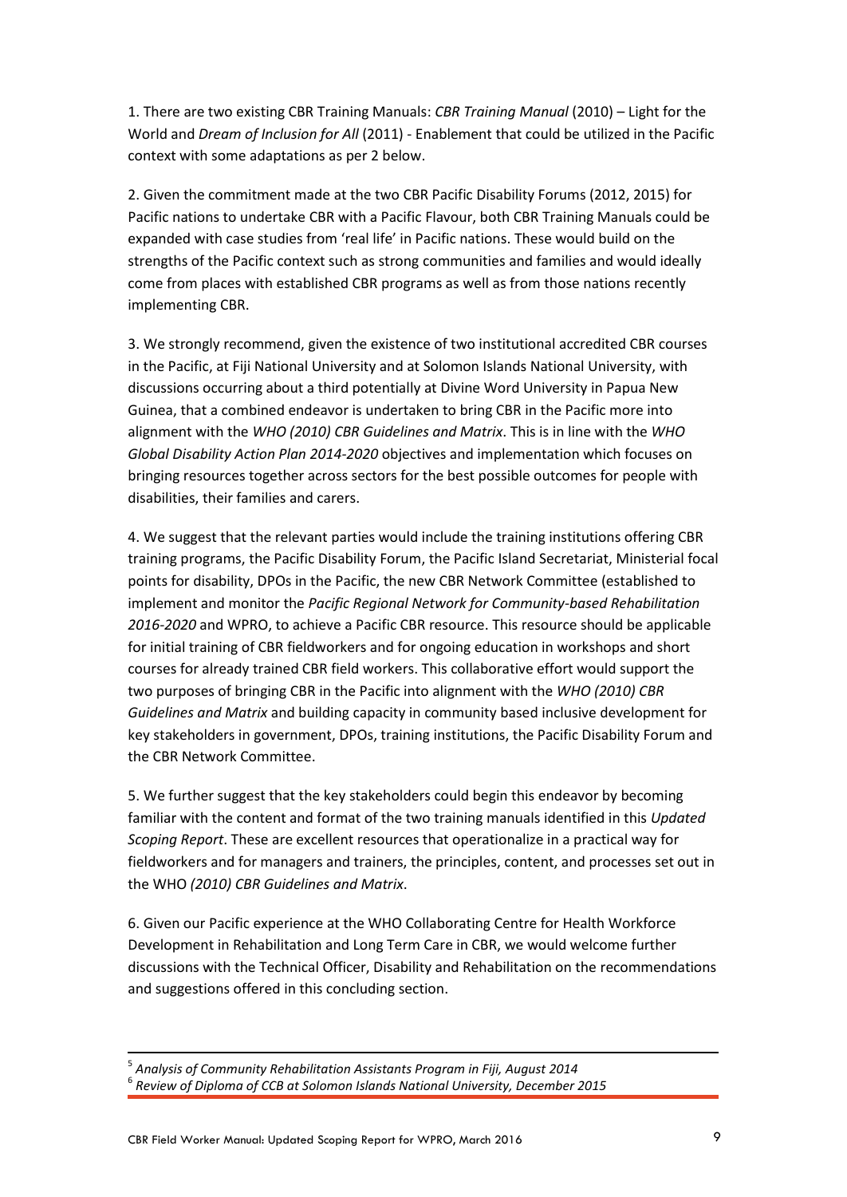1. There are two existing CBR Training Manuals: *CBR Training Manual* (2010) – Light for the World and *Dream of Inclusion for All* (2011) - Enablement that could be utilized in the Pacific context with some adaptations as per 2 below.

2. Given the commitment made at the two CBR Pacific Disability Forums (2012, 2015) for Pacific nations to undertake CBR with a Pacific Flavour, both CBR Training Manuals could be expanded with case studies from 'real life' in Pacific nations. These would build on the strengths of the Pacific context such as strong communities and families and would ideally come from places with established CBR programs as well as from those nations recently implementing CBR.

3. We strongly recommend, given the existence of two institutional accredited CBR courses in the Pacific, at Fiji National University and at Solomon Islands National University, with discussions occurring about a third potentially at Divine Word University in Papua New Guinea, that a combined endeavor is undertaken to bring CBR in the Pacific more into alignment with the *WHO (2010) CBR Guidelines and Matrix*. This is in line with the *WHO Global Disability Action Plan 2014-2020* objectives and implementation which focuses on bringing resources together across sectors for the best possible outcomes for people with disabilities, their families and carers.

4. We suggest that the relevant parties would include the training institutions offering CBR training programs, the Pacific Disability Forum, the Pacific Island Secretariat, Ministerial focal points for disability, DPOs in the Pacific, the new CBR Network Committee (established to implement and monitor the *Pacific Regional Network for Community-based Rehabilitation 2016-2020* and WPRO, to achieve a Pacific CBR resource. This resource should be applicable for initial training of CBR fieldworkers and for ongoing education in workshops and short courses for already trained CBR field workers. This collaborative effort would support the two purposes of bringing CBR in the Pacific into alignment with the *WHO (2010) CBR Guidelines and Matrix* and building capacity in community based inclusive development for key stakeholders in government, DPOs, training institutions, the Pacific Disability Forum and the CBR Network Committee.

5. We further suggest that the key stakeholders could begin this endeavor by becoming familiar with the content and format of the two training manuals identified in this *Updated Scoping Report*. These are excellent resources that operationalize in a practical way for fieldworkers and for managers and trainers, the principles, content, and processes set out in the WHO *(2010) CBR Guidelines and Matrix*.

6. Given our Pacific experience at the WHO Collaborating Centre for Health Workforce Development in Rehabilitation and Long Term Care in CBR, we would welcome further discussions with the Technical Officer, Disability and Rehabilitation on the recommendations and suggestions offered in this concluding section.

---

[5] *Analysis of Community Rehabilitation Assistants Program in Fiji, August 2014*

[6] *Review of Diploma of CCB at Solomon Islands National University, December 2015*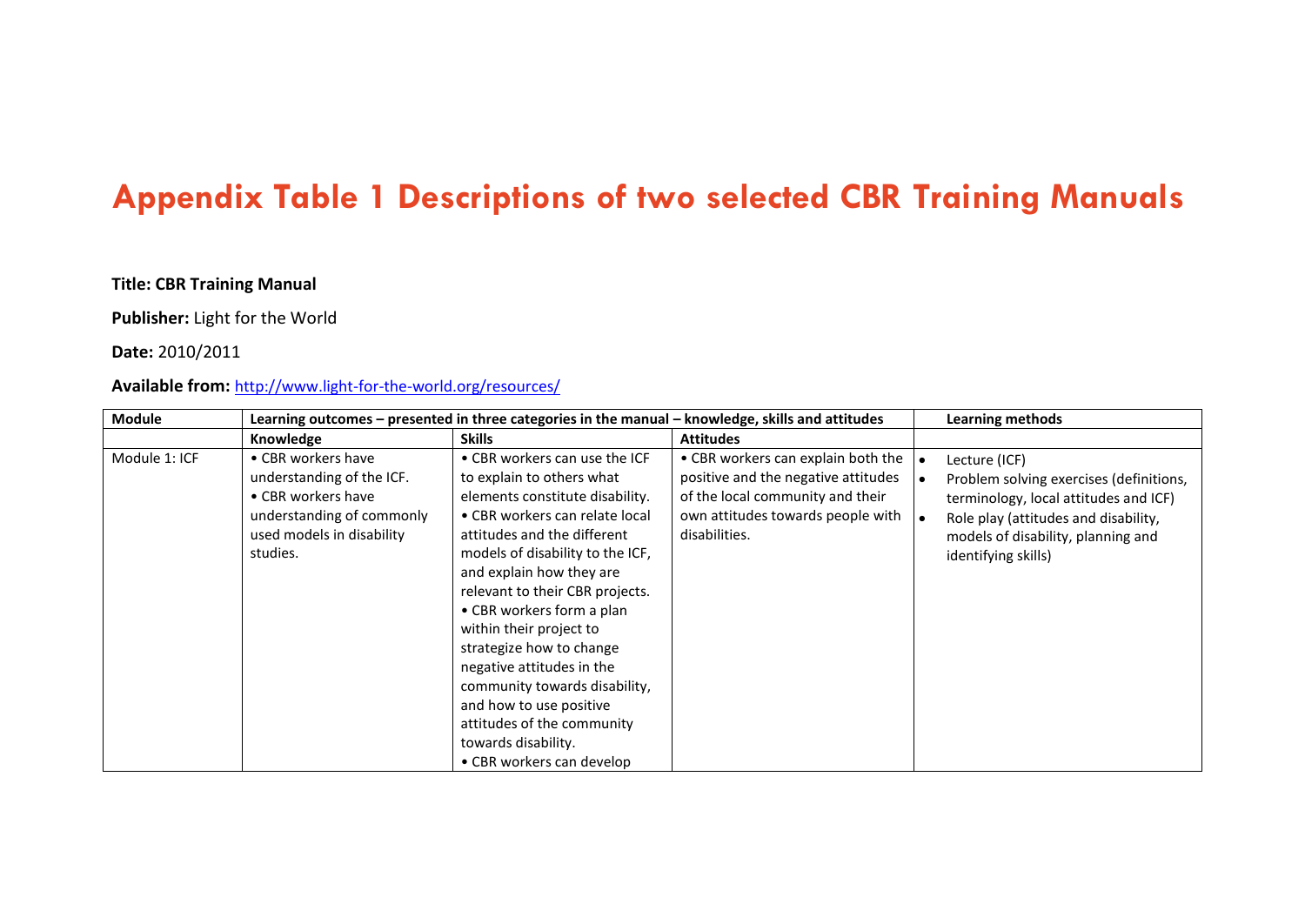# Appendix Table 1 Descriptions of two selected CBR Training Manuals

**Title: CBR Training Manual**

**Publisher:** Light for the World

**Date:** 2010/2011

**Available from:** http://www.light-for-the-world.org/resources/

| Module | Learning outcomes – presented in three categories in the manual – knowledge, skills and attitudes | | | Learning methods |
|---|---|---|---|---|
| | **Knowledge** | **Skills** | **Attitudes** | |
| Module 1: ICF | • CBR workers have understanding of the ICF.<br>• CBR workers have understanding of commonly used models in disability studies. | • CBR workers can use the ICF to explain to others what elements constitute disability.<br>• CBR workers can relate local attitudes and the different models of disability to the ICF, and explain how they are relevant to their CBR projects.<br>• CBR workers form a plan within their project to strategize how to change negative attitudes in the community towards disability, and how to use positive attitudes of the community towards disability.<br>• CBR workers can develop | • CBR workers can explain both the positive and the negative attitudes of the local community and their own attitudes towards people with disabilities. | • Lecture (ICF)<br>• Problem solving exercises (definitions, terminology, local attitudes and ICF)<br>• Role play (attitudes and disability, models of disability, planning and identifying skills) |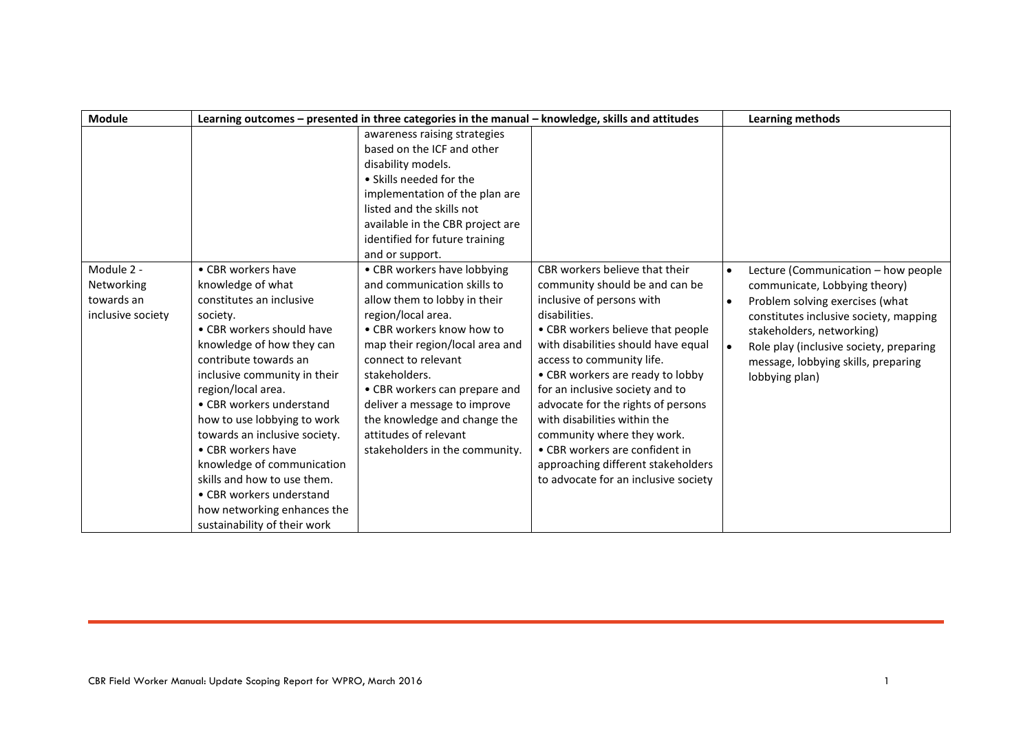| Module | Learning outcomes – presented in three categories in the manual – knowledge, skills and attitudes | | | Learning methods |
|---|---|---|---|---|
| | | awareness raising strategies based on the ICF and other disability models.<br>• Skills needed for the implementation of the plan are listed and the skills not available in the CBR project are identified for future training and or support. | | |
| Module 2 - Networking towards an inclusive society | • CBR workers have knowledge of what constitutes an inclusive society.<br>• CBR workers should have knowledge of how they can contribute towards an inclusive community in their region/local area.<br>• CBR workers understand how to use lobbying to work towards an inclusive society.<br>• CBR workers have knowledge of communication skills and how to use them.<br>• CBR workers understand how networking enhances the sustainability of their work | • CBR workers have lobbying and communication skills to allow them to lobby in their region/local area.<br>• CBR workers know how to map their region/local area and connect to relevant stakeholders.<br>• CBR workers can prepare and deliver a message to improve the knowledge and change the attitudes of relevant stakeholders in the community. | CBR workers believe that their community should be and can be inclusive of persons with disabilities.<br>• CBR workers believe that people with disabilities should have equal access to community life.<br>• CBR workers are ready to lobby for an inclusive society and to advocate for the rights of persons with disabilities within the community where they work.<br>• CBR workers are confident in approaching different stakeholders to advocate for an inclusive society | • Lecture (Communication – how people communicate, Lobbying theory)<br>• Problem solving exercises (what constitutes inclusive society, mapping stakeholders, networking)<br>• Role play (inclusive society, preparing message, lobbying skills, preparing lobbying plan) |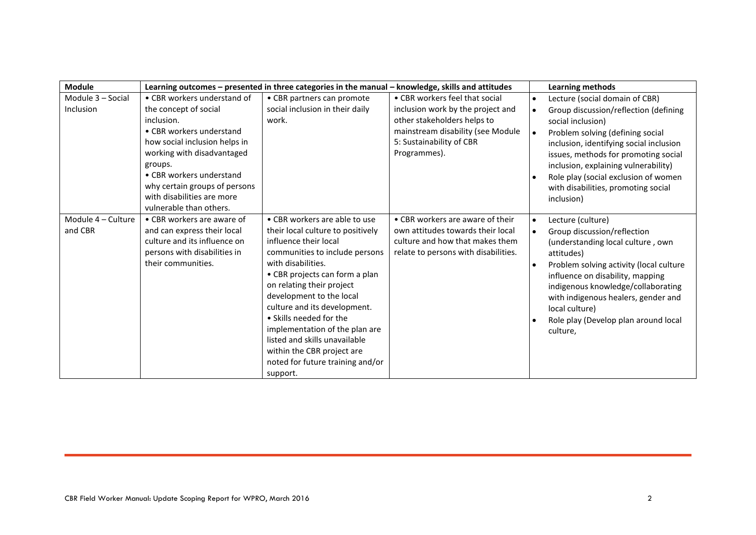| Module | Learning outcomes – presented in three categories in the manual – knowledge, skills and attitudes | | | Learning methods |
|---|---|---|---|---|
| Module 3 – Social Inclusion | • CBR workers understand of the concept of social inclusion.<br>• CBR workers understand how social inclusion helps in working with disadvantaged groups.<br>• CBR workers understand why certain groups of persons with disabilities are more vulnerable than others. | • CBR partners can promote social inclusion in their daily work. | • CBR workers feel that social inclusion work by the project and other stakeholders helps to mainstream disability (see Module 5: Sustainability of CBR Programmes). | • Lecture (social domain of CBR)<br>• Group discussion/reflection (defining social inclusion)<br>• Problem solving (defining social inclusion, identifying social inclusion issues, methods for promoting social inclusion, explaining vulnerability)<br>• Role play (social exclusion of women with disabilities, promoting social inclusion) |
| Module 4 – Culture and CBR | • CBR workers are aware of and can express their local culture and its influence on persons with disabilities in their communities. | • CBR workers are able to use their local culture to positively influence their local communities to include persons with disabilities.<br>• CBR projects can form a plan on relating their project development to the local culture and its development.<br>• Skills needed for the implementation of the plan are listed and skills unavailable within the CBR project are noted for future training and/or support. | • CBR workers are aware of their own attitudes towards their local culture and how that makes them relate to persons with disabilities. | • Lecture (culture)<br>• Group discussion/reflection (understanding local culture , own attitudes)<br>• Problem solving activity (local culture influence on disability, mapping indigenous knowledge/collaborating with indigenous healers, gender and local culture)<br>• Role play (Develop plan around local culture, |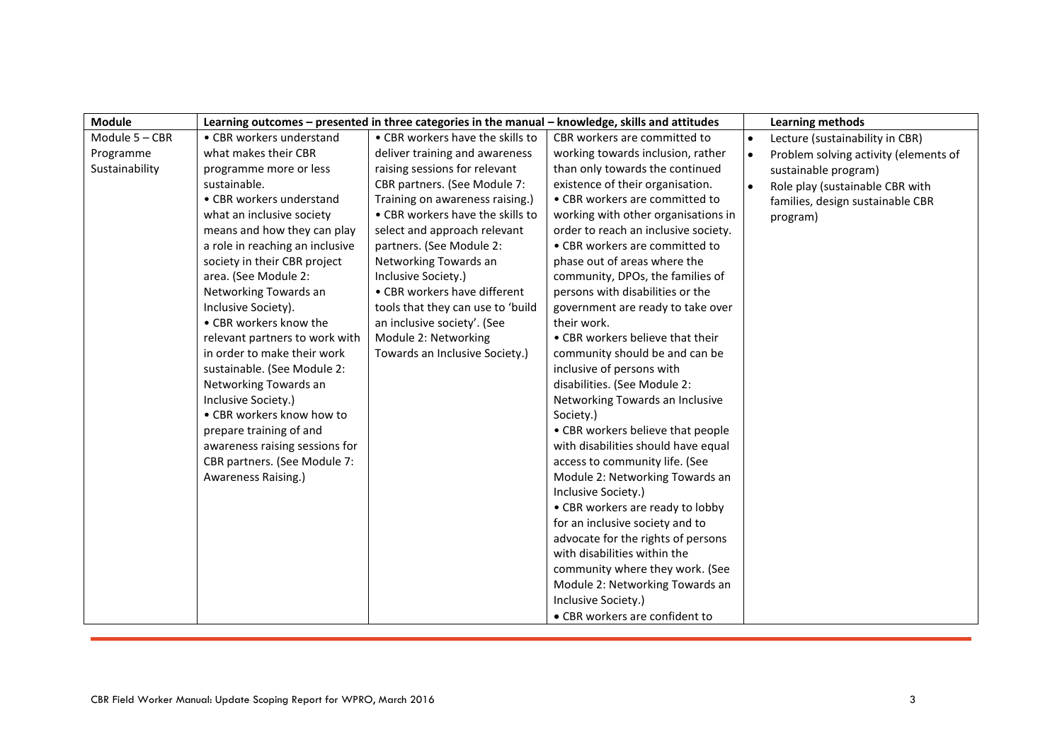| Module | Learning outcomes – presented in three categories in the manual – knowledge, skills and attitudes | | | Learning methods |
|---|---|---|---|---|
| Module 5 – CBR Programme Sustainability | • CBR workers understand what makes their CBR programme more or less sustainable.<br>• CBR workers understand what an inclusive society means and how they can play a role in reaching an inclusive society in their CBR project area. (See Module 2: Networking Towards an Inclusive Society).<br>• CBR workers know the relevant partners to work with in order to make their work sustainable. (See Module 2: Networking Towards an Inclusive Society.)<br>• CBR workers know how to prepare training of and awareness raising sessions for CBR partners. (See Module 7: Awareness Raising.) | • CBR workers have the skills to deliver training and awareness raising sessions for relevant CBR partners. (See Module 7: Training on awareness raising.)<br>• CBR workers have the skills to select and approach relevant partners. (See Module 2: Networking Towards an Inclusive Society.)<br>• CBR workers have different tools that they can use to 'build an inclusive society'. (See Module 2: Networking Towards an Inclusive Society.) | CBR workers are committed to working towards inclusion, rather than only towards the continued existence of their organisation.<br>• CBR workers are committed to working with other organisations in order to reach an inclusive society.<br>• CBR workers are committed to phase out of areas where the community, DPOs, the families of persons with disabilities or the government are ready to take over their work.<br>• CBR workers believe that their community should be and can be inclusive of persons with disabilities. (See Module 2: Networking Towards an Inclusive Society.)<br>• CBR workers believe that people with disabilities should have equal access to community life. (See Module 2: Networking Towards an Inclusive Society.)<br>• CBR workers are ready to lobby for an inclusive society and to advocate for the rights of persons with disabilities within the community where they work. (See Module 2: Networking Towards an Inclusive Society.)<br>• CBR workers are confident to | • Lecture (sustainability in CBR)<br>• Problem solving activity (elements of sustainable program)<br>• Role play (sustainable CBR with families, design sustainable CBR program) |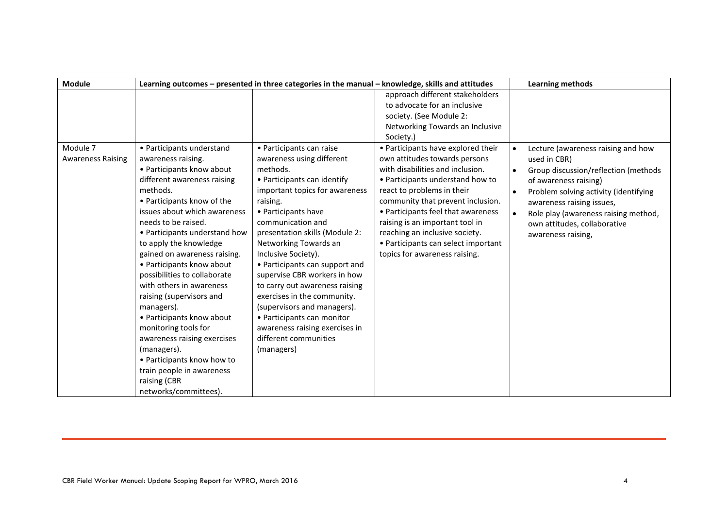| Module | Learning outcomes – presented in three categories in the manual – knowledge, skills and attitudes | | | Learning methods |
|---|---|---|---|---|
| | | | approach different stakeholders to advocate for an inclusive society. (See Module 2: Networking Towards an Inclusive Society.) | |
| Module 7 Awareness Raising | • Participants understand awareness raising.<br>• Participants know about different awareness raising methods.<br>• Participants know of the issues about which awareness needs to be raised.<br>• Participants understand how to apply the knowledge gained on awareness raising.<br>• Participants know about possibilities to collaborate with others in awareness raising (supervisors and managers).<br>• Participants know about monitoring tools for awareness raising exercises (managers).<br>• Participants know how to train people in awareness raising (CBR networks/committees). | • Participants can raise awareness using different methods.<br>• Participants can identify important topics for awareness raising.<br>• Participants have communication and presentation skills (Module 2: Networking Towards an Inclusive Society).<br>• Participants can support and supervise CBR workers in how to carry out awareness raising exercises in the community. (supervisors and managers).<br>• Participants can monitor awareness raising exercises in different communities (managers) | • Participants have explored their own attitudes towards persons with disabilities and inclusion.<br>• Participants understand how to react to problems in their community that prevent inclusion.<br>• Participants feel that awareness raising is an important tool in reaching an inclusive society.<br>• Participants can select important topics for awareness raising. | • Lecture (awareness raising and how used in CBR)<br>• Group discussion/reflection (methods of awareness raising)<br>• Problem solving activity (identifying awareness raising issues,<br>• Role play (awareness raising method, own attitudes, collaborative awareness raising, |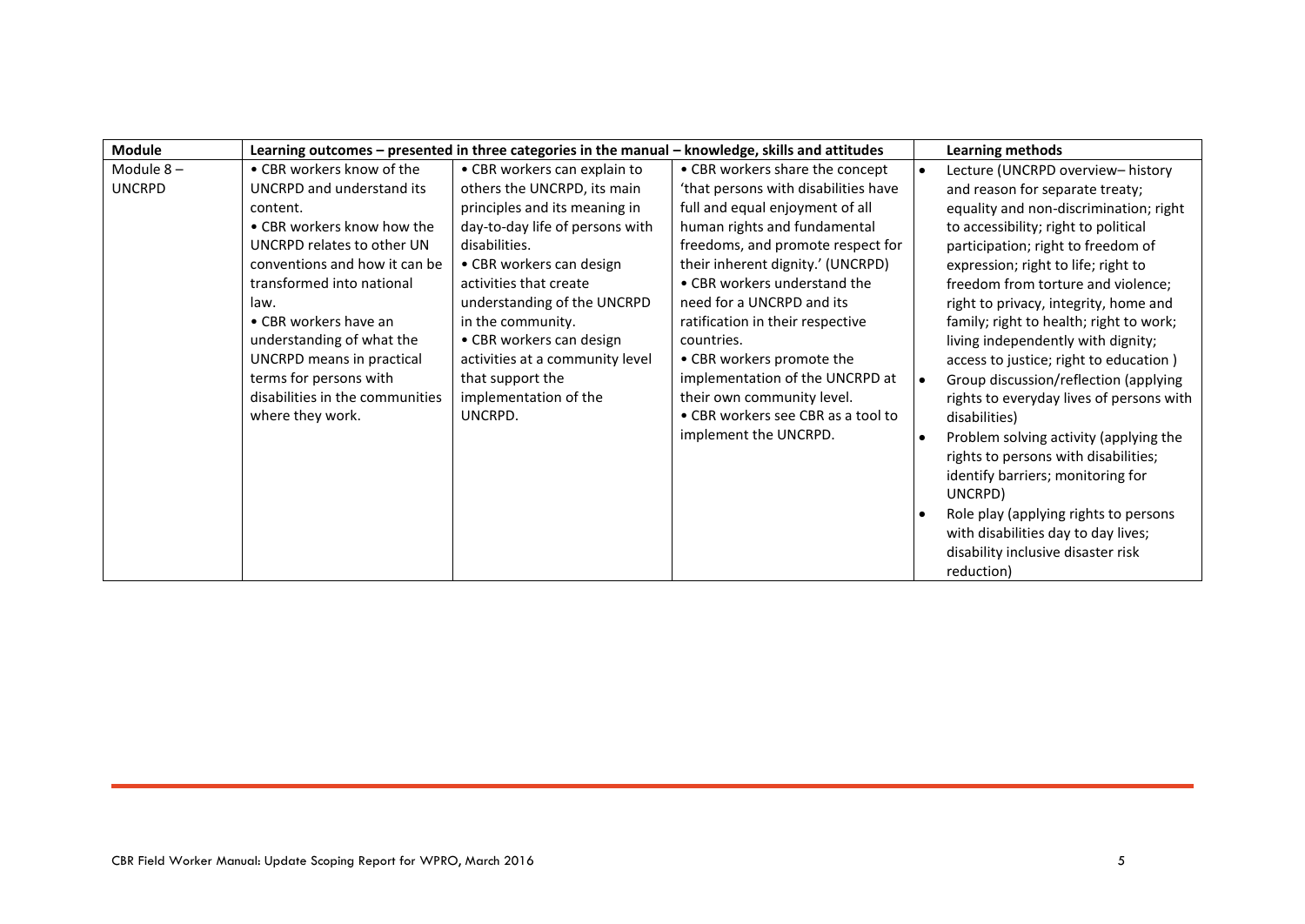| Module | Learning outcomes – presented in three categories in the manual – knowledge, skills and attitudes | | | Learning methods |
|---|---|---|---|---|
| Module 8 – UNCRPD | • CBR workers know of the UNCRPD and understand its content.<br>• CBR workers know how the UNCRPD relates to other UN conventions and how it can be transformed into national law.<br>• CBR workers have an understanding of what the UNCRPD means in practical terms for persons with disabilities in the communities where they work. | • CBR workers can explain to others the UNCRPD, its main principles and its meaning in day-to-day life of persons with disabilities.<br>• CBR workers can design activities that create understanding of the UNCRPD in the community.<br>• CBR workers can design activities at a community level that support the implementation of the UNCRPD. | • CBR workers share the concept 'that persons with disabilities have full and equal enjoyment of all human rights and fundamental freedoms, and promote respect for their inherent dignity.' (UNCRPD)<br>• CBR workers understand the need for a UNCRPD and its ratification in their respective countries.<br>• CBR workers promote the implementation of the UNCRPD at their own community level.<br>• CBR workers see CBR as a tool to implement the UNCRPD. | • Lecture (UNCRPD overview– history and reason for separate treaty; equality and non-discrimination; right to accessibility; right to political participation; right to freedom of expression; right to life; right to freedom from torture and violence; right to privacy, integrity, home and family; right to health; right to work; living independently with dignity; access to justice; right to education )<br>• Group discussion/reflection (applying rights to everyday lives of persons with disabilities)<br>• Problem solving activity (applying the rights to persons with disabilities; identify barriers; monitoring for UNCRPD)<br>• Role play (applying rights to persons with disabilities day to day lives; disability inclusive disaster risk reduction) |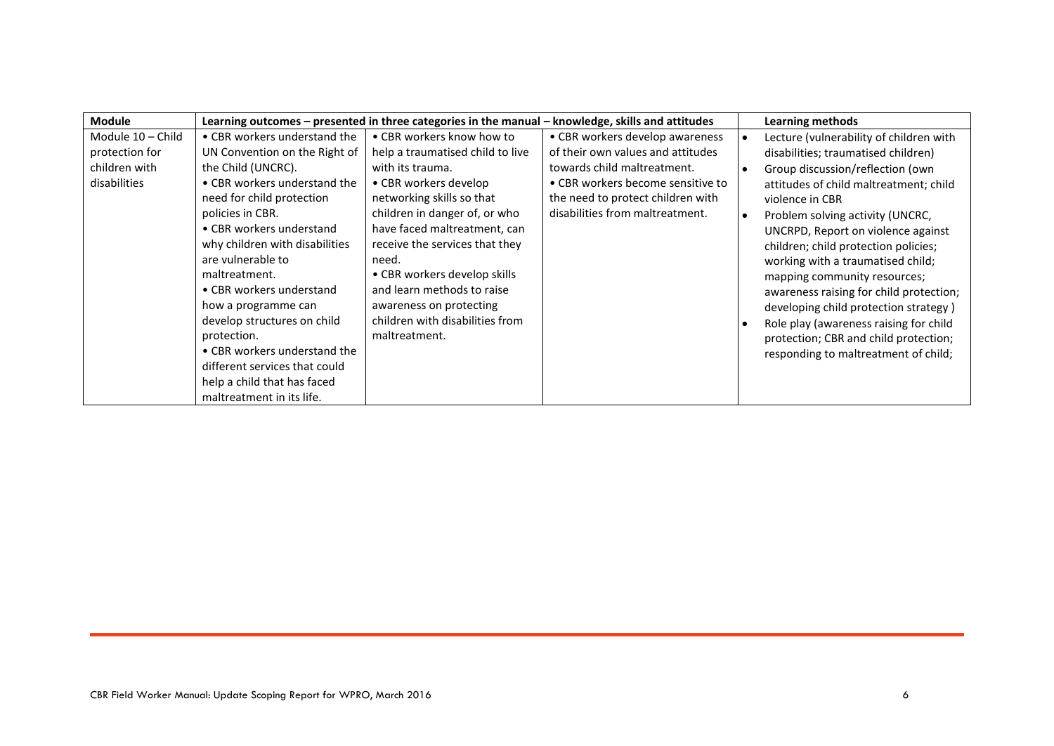| Module | Learning outcomes – presented in three categories in the manual – knowledge, skills and attitudes | | | Learning methods |
|---|---|---|---|---|
| Module 10 – Child protection for children with disabilities | • CBR workers understand the UN Convention on the Right of the Child (UNCRC).<br>• CBR workers understand the need for child protection policies in CBR.<br>• CBR workers understand why children with disabilities are vulnerable to maltreatment.<br>• CBR workers understand how a programme can develop structures on child protection.<br>• CBR workers understand the different services that could help a child that has faced maltreatment in its life. | • CBR workers know how to help a traumatised child to live with its trauma.<br>• CBR workers develop networking skills so that children in danger of, or who have faced maltreatment, can receive the services that they need.<br>• CBR workers develop skills and learn methods to raise awareness on protecting children with disabilities from maltreatment. | • CBR workers develop awareness of their own values and attitudes towards child maltreatment.<br>• CBR workers become sensitive to the need to protect children with disabilities from maltreatment. | • Lecture (vulnerability of children with disabilities; traumatised children)<br>• Group discussion/reflection (own attitudes of child maltreatment; child violence in CBR<br>• Problem solving activity (UNCRC, UNCRPD, Report on violence against children; child protection policies; working with a traumatised child; mapping community resources; awareness raising for child protection; developing child protection strategy )<br>• Role play (awareness raising for child protection; CBR and child protection; responding to maltreatment of child; |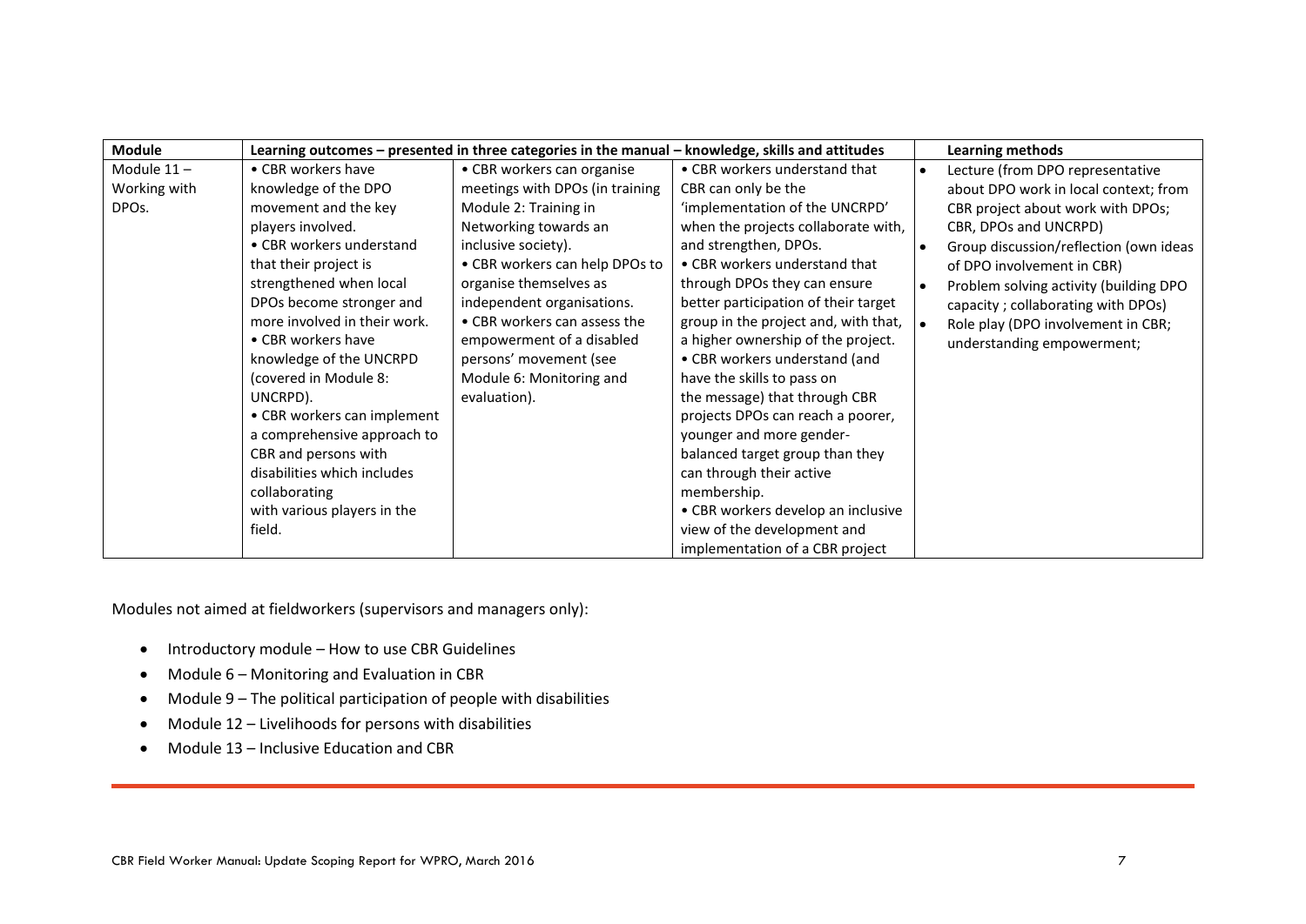| Module | Learning outcomes – presented in three categories in the manual – knowledge, skills and attitudes | | | Learning methods |
|---|---|---|---|---|
| Module 11 – Working with DPOs. | • CBR workers have knowledge of the DPO movement and the key players involved.<br>• CBR workers understand that their project is strengthened when local DPOs become stronger and more involved in their work.<br>• CBR workers have knowledge of the UNCRPD (covered in Module 8: UNCRPD).<br>• CBR workers can implement a comprehensive approach to CBR and persons with disabilities which includes collaborating with various players in the field. | • CBR workers can organise meetings with DPOs (in training Module 2: Training in Networking towards an inclusive society).<br>• CBR workers can help DPOs to organise themselves as independent organisations.<br>• CBR workers can assess the empowerment of a disabled persons' movement (see Module 6: Monitoring and evaluation). | • CBR workers understand that CBR can only be the 'implementation of the UNCRPD' when the projects collaborate with, and strengthen, DPOs.<br>• CBR workers understand that through DPOs they can ensure better participation of their target group in the project and, with that, a higher ownership of the project.<br>• CBR workers understand (and have the skills to pass on the message) that through CBR projects DPOs can reach a poorer, younger and more gender-balanced target group than they can through their active membership.<br>• CBR workers develop an inclusive view of the development and implementation of a CBR project | • Lecture (from DPO representative about DPO work in local context; from CBR project about work with DPOs; CBR, DPOs and UNCRPD)<br>• Group discussion/reflection (own ideas of DPO involvement in CBR)<br>• Problem solving activity (building DPO capacity ; collaborating with DPOs)<br>• Role play (DPO involvement in CBR; understanding empowerment; |

Modules not aimed at fieldworkers (supervisors and managers only):

- Introductory module – How to use CBR Guidelines
- Module 6 – Monitoring and Evaluation in CBR
- Module 9 – The political participation of people with disabilities
- Module 12 – Livelihoods for persons with disabilities
- Module 13 – Inclusive Education and CBR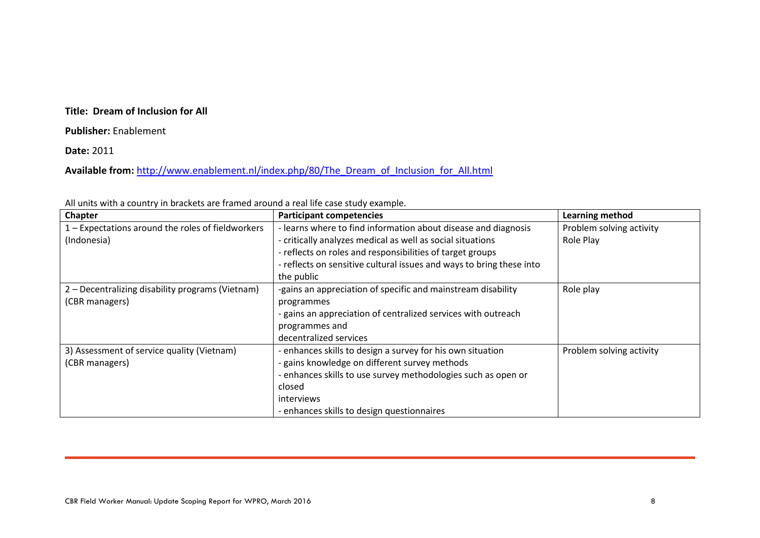**Title: Dream of Inclusion for All**

**Publisher:** Enablement

**Date:** 2011

**Available from:** [http://www.enablement.nl/index.php/80/The_Dream_of_Inclusion_for_All.html](http://www.enablement.nl/index.php/80/The_Dream_of_Inclusion_for_All.html)

All units with a country in brackets are framed around a real life case study example.

| Chapter | Participant competencies | Learning method |
|---|---|---|
| 1 – Expectations around the roles of fieldworkers (Indonesia) | - learns where to find information about disease and diagnosis<br>- critically analyzes medical as well as social situations<br>- reflects on roles and responsibilities of target groups<br>- reflects on sensitive cultural issues and ways to bring these into the public | Problem solving activity<br>Role Play |
| 2 – Decentralizing disability programs (Vietnam) (CBR managers) | -gains an appreciation of specific and mainstream disability programmes<br>- gains an appreciation of centralized services with outreach programmes and decentralized services | Role play |
| 3) Assessment of service quality (Vietnam) (CBR managers) | - enhances skills to design a survey for his own situation<br>- gains knowledge on different survey methods<br>- enhances skills to use survey methodologies such as open or closed interviews<br>- enhances skills to design questionnaires | Problem solving activity |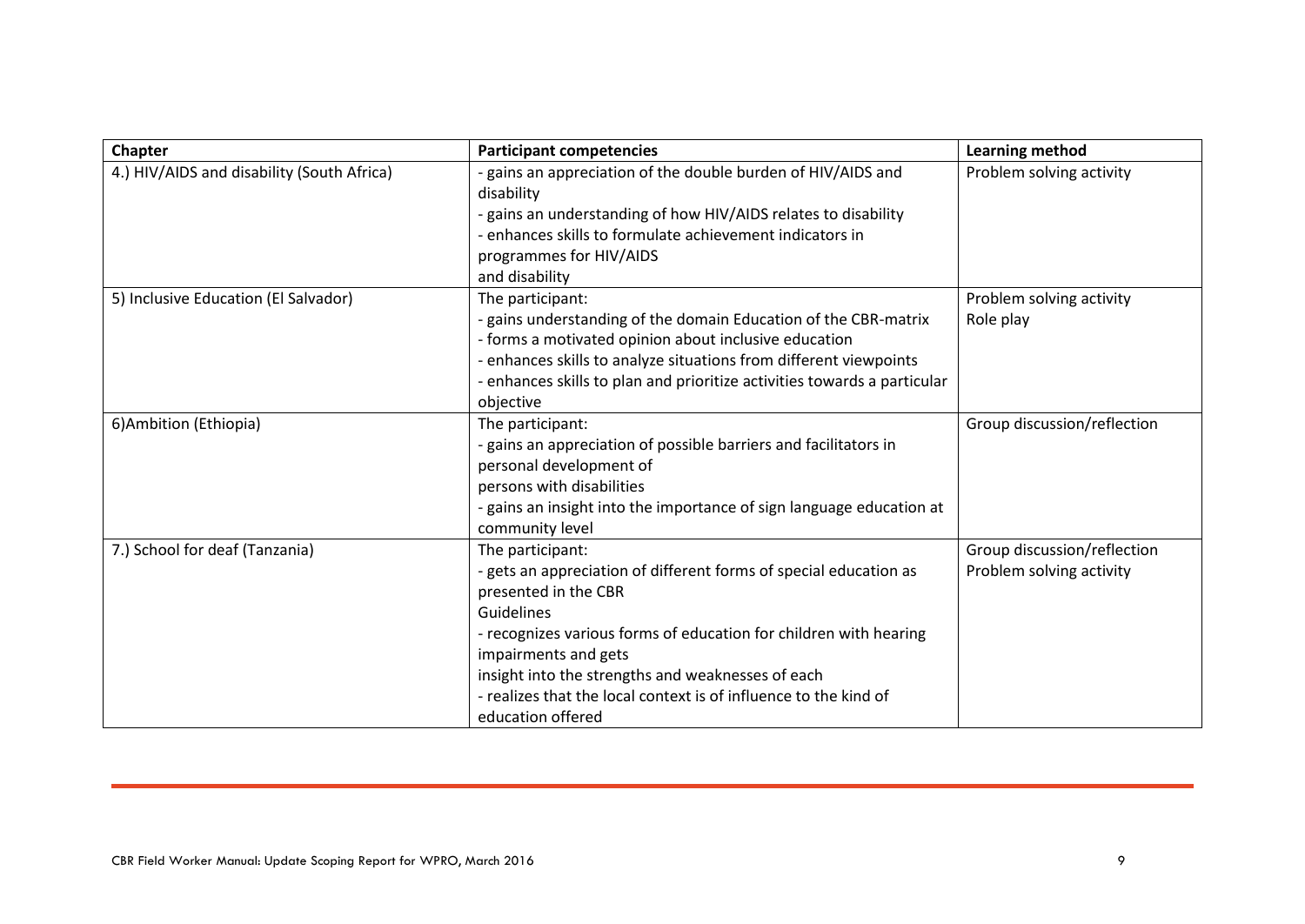| Chapter | Participant competencies | Learning method |
|---|---|---|
| 4.) HIV/AIDS and disability (South Africa) | - gains an appreciation of the double burden of HIV/AIDS and disability<br>- gains an understanding of how HIV/AIDS relates to disability<br>- enhances skills to formulate achievement indicators in programmes for HIV/AIDS and disability | Problem solving activity |
| 5) Inclusive Education (El Salvador) | The participant:<br>- gains understanding of the domain Education of the CBR-matrix<br>- forms a motivated opinion about inclusive education<br>- enhances skills to analyze situations from different viewpoints<br>- enhances skills to plan and prioritize activities towards a particular objective | Problem solving activity<br>Role play |
| 6)Ambition (Ethiopia) | The participant:<br>- gains an appreciation of possible barriers and facilitators in personal development of persons with disabilities<br>- gains an insight into the importance of sign language education at community level | Group discussion/reflection |
| 7.) School for deaf (Tanzania) | The participant:<br>- gets an appreciation of different forms of special education as presented in the CBR Guidelines<br>- recognizes various forms of education for children with hearing impairments and gets insight into the strengths and weaknesses of each<br>- realizes that the local context is of influence to the kind of education offered | Group discussion/reflection<br>Problem solving activity |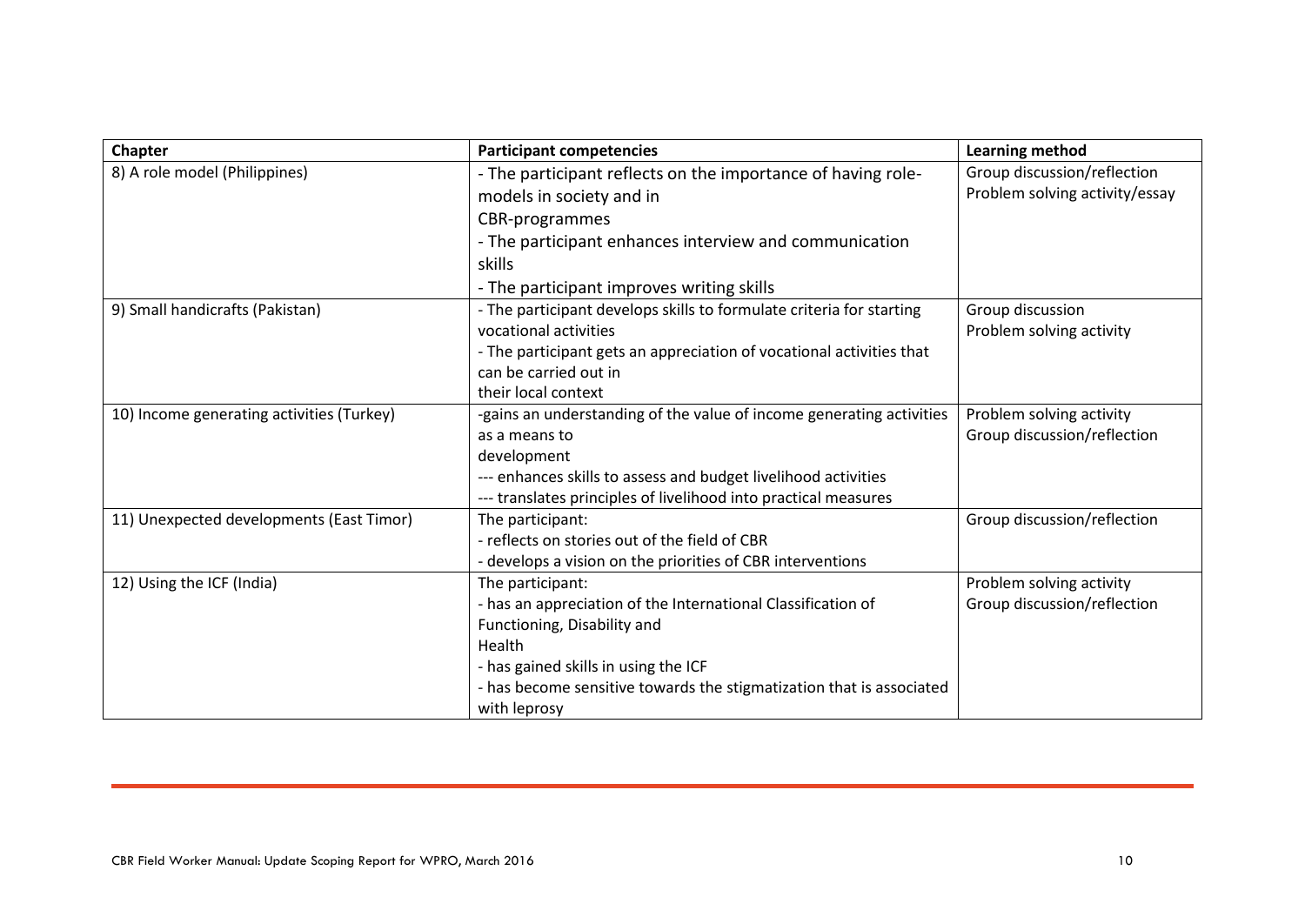| Chapter | Participant competencies | Learning method |
|---|---|---|
| 8) A role model (Philippines) | - The participant reflects on the importance of having role-models in society and in CBR-programmes<br>- The participant enhances interview and communication skills<br>- The participant improves writing skills | Group discussion/reflection<br>Problem solving activity/essay |
| 9) Small handicrafts (Pakistan) | - The participant develops skills to formulate criteria for starting vocational activities<br>- The participant gets an appreciation of vocational activities that can be carried out in their local context | Group discussion<br>Problem solving activity |
| 10) Income generating activities (Turkey) | -gains an understanding of the value of income generating activities as a means to development<br>--- enhances skills to assess and budget livelihood activities<br>--- translates principles of livelihood into practical measures | Problem solving activity<br>Group discussion/reflection |
| 11) Unexpected developments (East Timor) | The participant:<br>- reflects on stories out of the field of CBR<br>- develops a vision on the priorities of CBR interventions | Group discussion/reflection |
| 12) Using the ICF (India) | The participant:<br>- has an appreciation of the International Classification of Functioning, Disability and Health<br>- has gained skills in using the ICF<br>- has become sensitive towards the stigmatization that is associated with leprosy | Problem solving activity<br>Group discussion/reflection |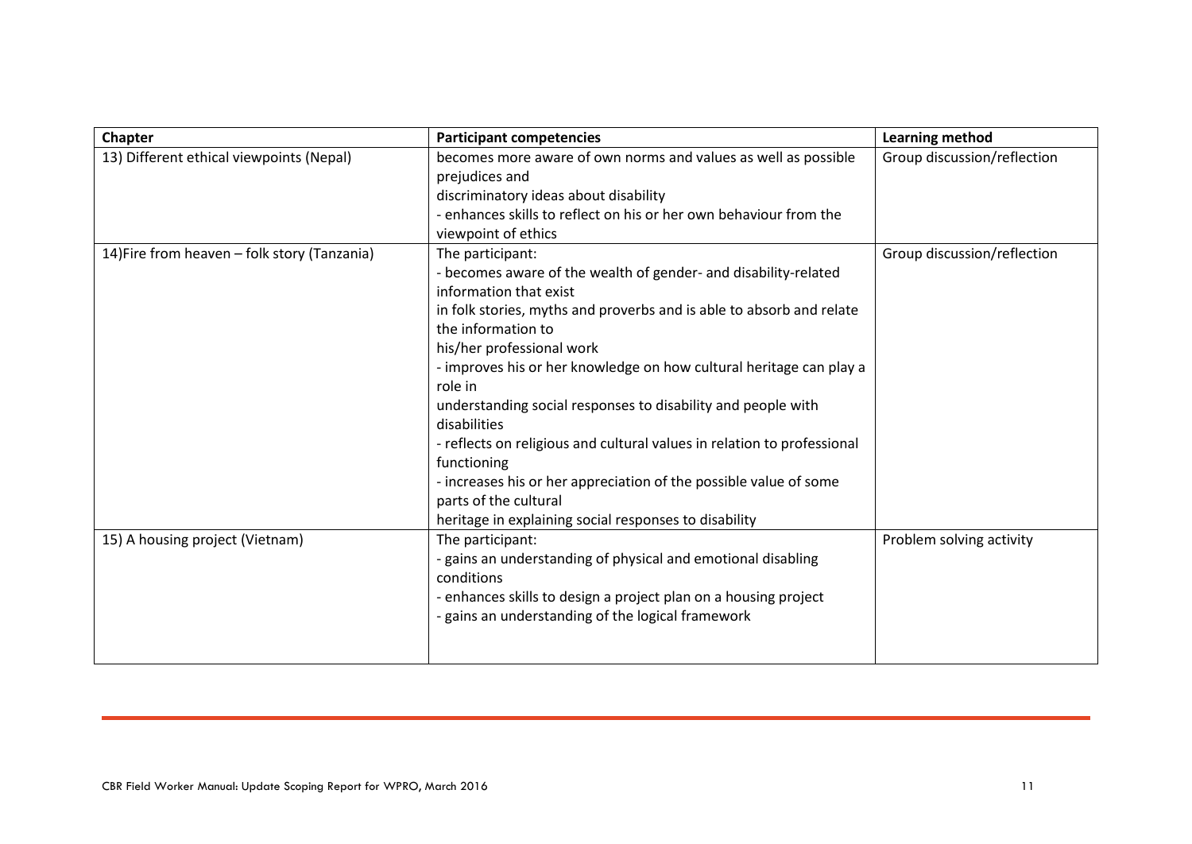| Chapter | Participant competencies | Learning method |
| --- | --- | --- |
| 13) Different ethical viewpoints (Nepal) | becomes more aware of own norms and values as well as possible prejudices and discriminatory ideas about disability<br>- enhances skills to reflect on his or her own behaviour from the viewpoint of ethics | Group discussion/reflection |
| 14)Fire from heaven – folk story (Tanzania) | The participant:<br>- becomes aware of the wealth of gender- and disability-related information that exist in folk stories, myths and proverbs and is able to absorb and relate the information to his/her professional work<br>- improves his or her knowledge on how cultural heritage can play a role in understanding social responses to disability and people with disabilities<br>- reflects on religious and cultural values in relation to professional functioning<br>- increases his or her appreciation of the possible value of some parts of the cultural heritage in explaining social responses to disability | Group discussion/reflection |
| 15) A housing project (Vietnam) | The participant:<br>- gains an understanding of physical and emotional disabling conditions<br>- enhances skills to design a project plan on a housing project<br>- gains an understanding of the logical framework | Problem solving activity |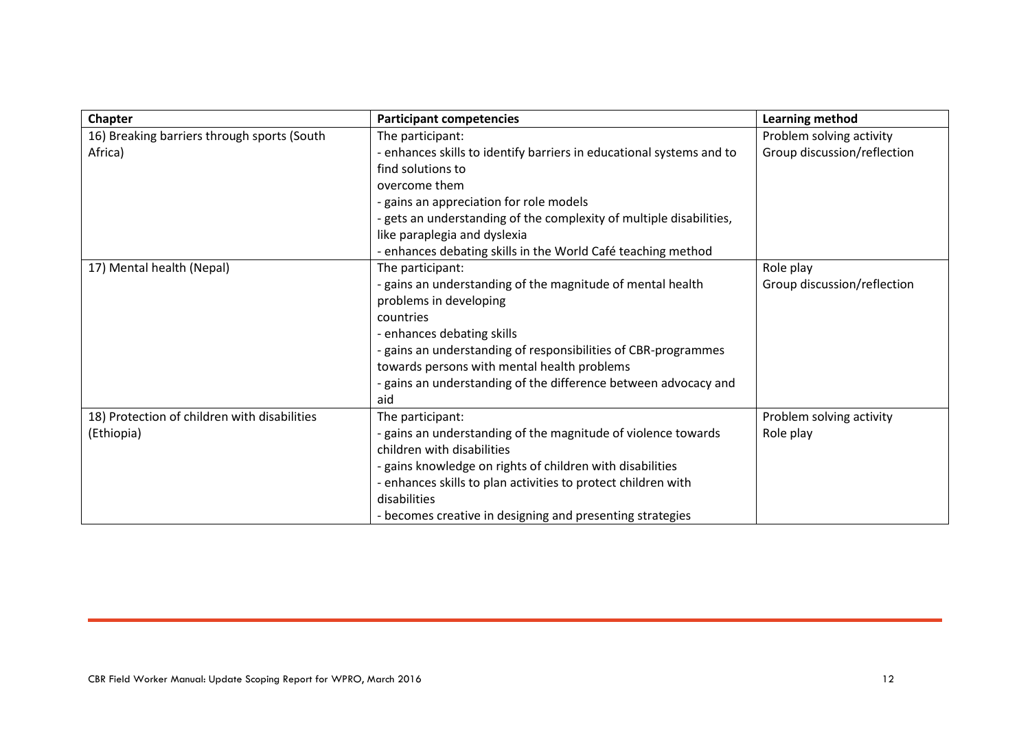| Chapter | Participant competencies | Learning method |
|---|---|---|
| 16) Breaking barriers through sports (South Africa) | The participant:<br>- enhances skills to identify barriers in educational systems and to find solutions to overcome them<br>- gains an appreciation for role models<br>- gets an understanding of the complexity of multiple disabilities, like paraplegia and dyslexia<br>- enhances debating skills in the World Café teaching method | Problem solving activity<br>Group discussion/reflection |
| 17) Mental health (Nepal) | The participant:<br>- gains an understanding of the magnitude of mental health problems in developing countries<br>- enhances debating skills<br>- gains an understanding of responsibilities of CBR-programmes towards persons with mental health problems<br>- gains an understanding of the difference between advocacy and aid | Role play<br>Group discussion/reflection |
| 18) Protection of children with disabilities (Ethiopia) | The participant:<br>- gains an understanding of the magnitude of violence towards children with disabilities<br>- gains knowledge on rights of children with disabilities<br>- enhances skills to plan activities to protect children with disabilities<br>- becomes creative in designing and presenting strategies | Problem solving activity<br>Role play |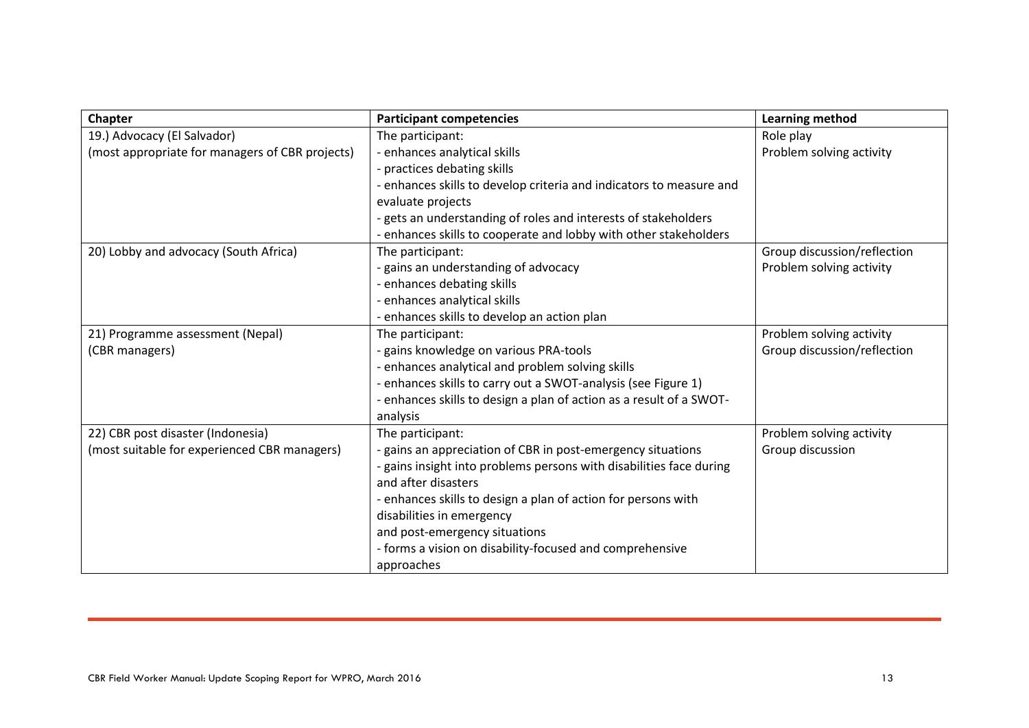| Chapter | Participant competencies | Learning method |
|---|---|---|
| 19.) Advocacy (El Salvador)<br>(most appropriate for managers of CBR projects) | The participant:<br>- enhances analytical skills<br>- practices debating skills<br>- enhances skills to develop criteria and indicators to measure and evaluate projects<br>- gets an understanding of roles and interests of stakeholders<br>- enhances skills to cooperate and lobby with other stakeholders | Role play<br>Problem solving activity |
| 20) Lobby and advocacy (South Africa) | The participant:<br>- gains an understanding of advocacy<br>- enhances debating skills<br>- enhances analytical skills<br>- enhances skills to develop an action plan | Group discussion/reflection<br>Problem solving activity |
| 21) Programme assessment (Nepal)<br>(CBR managers) | The participant:<br>- gains knowledge on various PRA-tools<br>- enhances analytical and problem solving skills<br>- enhances skills to carry out a SWOT-analysis (see Figure 1)<br>- enhances skills to design a plan of action as a result of a SWOT-analysis | Problem solving activity<br>Group discussion/reflection |
| 22) CBR post disaster (Indonesia)<br>(most suitable for experienced CBR managers) | The participant:<br>- gains an appreciation of CBR in post-emergency situations<br>- gains insight into problems persons with disabilities face during and after disasters<br>- enhances skills to design a plan of action for persons with disabilities in emergency and post-emergency situations<br>- forms a vision on disability-focused and comprehensive approaches | Problem solving activity<br>Group discussion |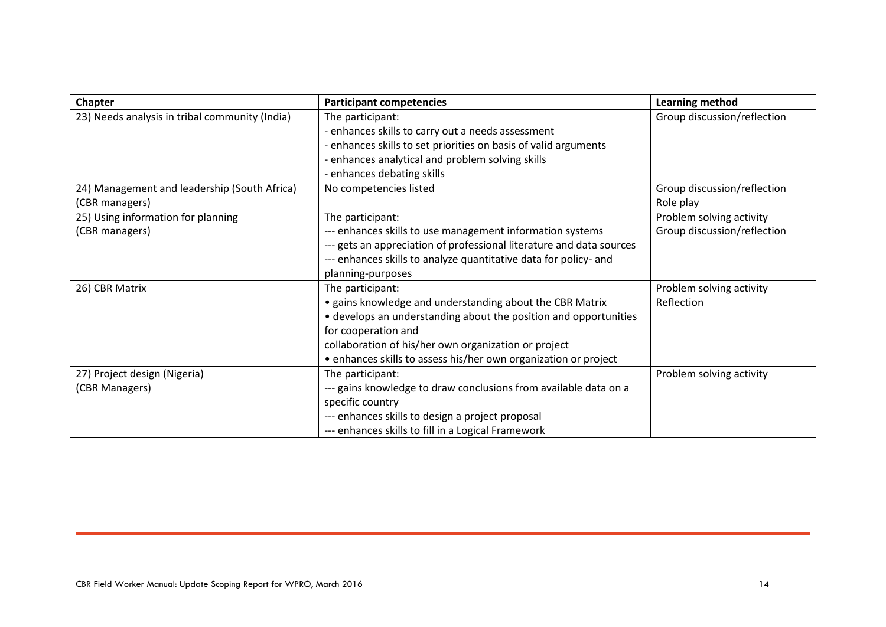| Chapter | Participant competencies | Learning method |
|---|---|---|
| 23) Needs analysis in tribal community (India) | The participant:<br>- enhances skills to carry out a needs assessment<br>- enhances skills to set priorities on basis of valid arguments<br>- enhances analytical and problem solving skills<br>- enhances debating skills | Group discussion/reflection |
| 24) Management and leadership (South Africa) (CBR managers) | No competencies listed | Group discussion/reflection<br>Role play |
| 25) Using information for planning (CBR managers) | The participant:<br>--- enhances skills to use management information systems<br>--- gets an appreciation of professional literature and data sources<br>--- enhances skills to analyze quantitative data for policy- and planning-purposes | Problem solving activity<br>Group discussion/reflection |
| 26) CBR Matrix | The participant:<br>• gains knowledge and understanding about the CBR Matrix<br>• develops an understanding about the position and opportunities for cooperation and collaboration of his/her own organization or project<br>• enhances skills to assess his/her own organization or project | Problem solving activity<br>Reflection |
| 27) Project design (Nigeria) (CBR Managers) | The participant:<br>--- gains knowledge to draw conclusions from available data on a specific country<br>--- enhances skills to design a project proposal<br>--- enhances skills to fill in a Logical Framework | Problem solving activity |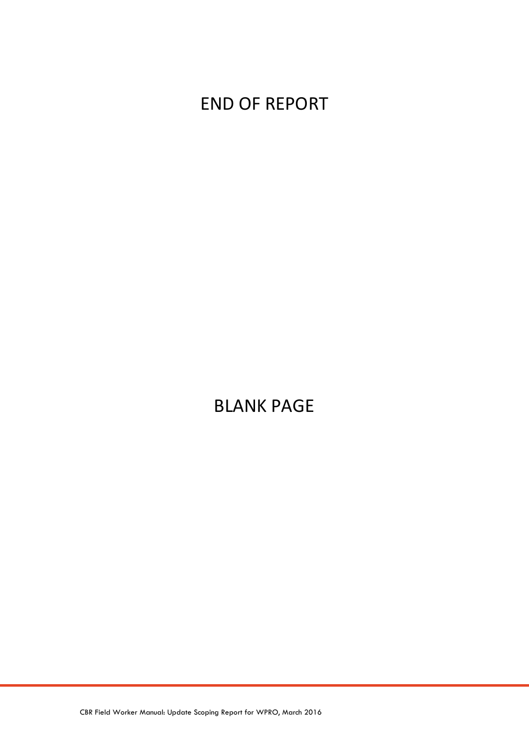END OF REPORT

BLANK PAGE